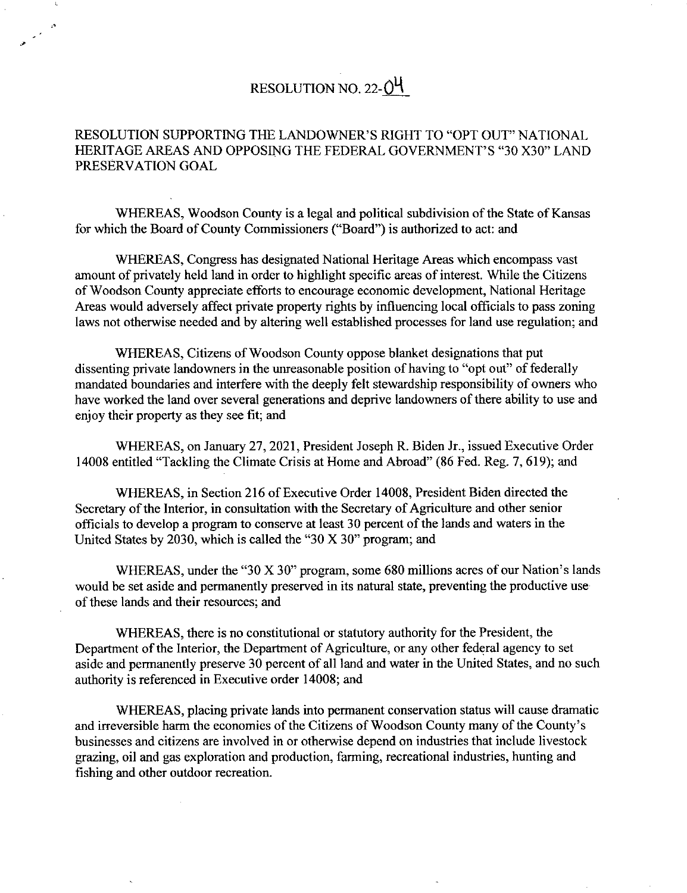# RESOLUTION NO. 22-04

## RESOLUTION SUPPORTING THE LANDOWNER'S RIGHT TO "OPT OUT" NATIONAL HERITAGE AREAS AND OPPOSING THE FEDERAL GOVERNMENT'S "30 X30" LAND PRESERVATION GOAL

WHEREAS, Woodson County is a legal and political subdivision of the State of Kansas for which the Board of County Commissioners ("Board") is authorized to act: and

WHEREAS, Congress has designated National Heritage Areas which encompass vast amount of privately held land in order to highlight specific areas of interest. While the Citizens of Woodson County appreciate efforts to encourage economic development, National Heritage Areas would adversely affect private property rights by influencing local officials to pass zoning laws not otherwise needed and by altering well established processes for land use regulation; and

WHEREAS, Citizens of Woodson County oppose blanket designations that put dissenting private landowners in the unreasonable position of having to "opt out" of federally mandated boundaries and interfere with the deeply felt stewardship responsibility of owners who have worked the land over several generations and deprive landowners of there ability to use and enjoy their property as they see fit; and

WHEREAS, on January 27, 2021, President Joseph R. Biden Jr., issued Executive Order 14008 entitled "Tackling the Climate Crisis at Home and Abroad" (86 Fed. Reg. 7, 619); and

WHEREAS, in Section 216 of Executive Order 14008, President Biden directed the Secretary of the Interior, in consultation with the Secretary of Agriculture and other senior officials to develop a program to conserve at least 30 percent of the lands and waters in the United States by 2030, which is called the "30 X 30" program; and

WHEREAS, under the "30 X 30" program, some 680 millions acres of our Nation's lands would be set aside and permanently preserved in its natural state, preventing the productive use of these lands and their resources; and

WHEREAS, there is no constitutional or statutory authority for the President, the Department of the Interior, the Department of Agriculture, or any other federal agency to set aside and permanently preserve 30 percent of all land and water in the United States, and no such authority is referenced in Executive order 14008; and

WHEREAS, placing private lands into permanent conservation status will cause dramatic and irreversible harm the economies of the Citizens of Woodson County many of the County's businesses and citizens are involved in or otherwise depend on industries that include livestock grazing, oil and gas exploration and production, farming, recreational industries, hunting and fishing and other outdoor recreation.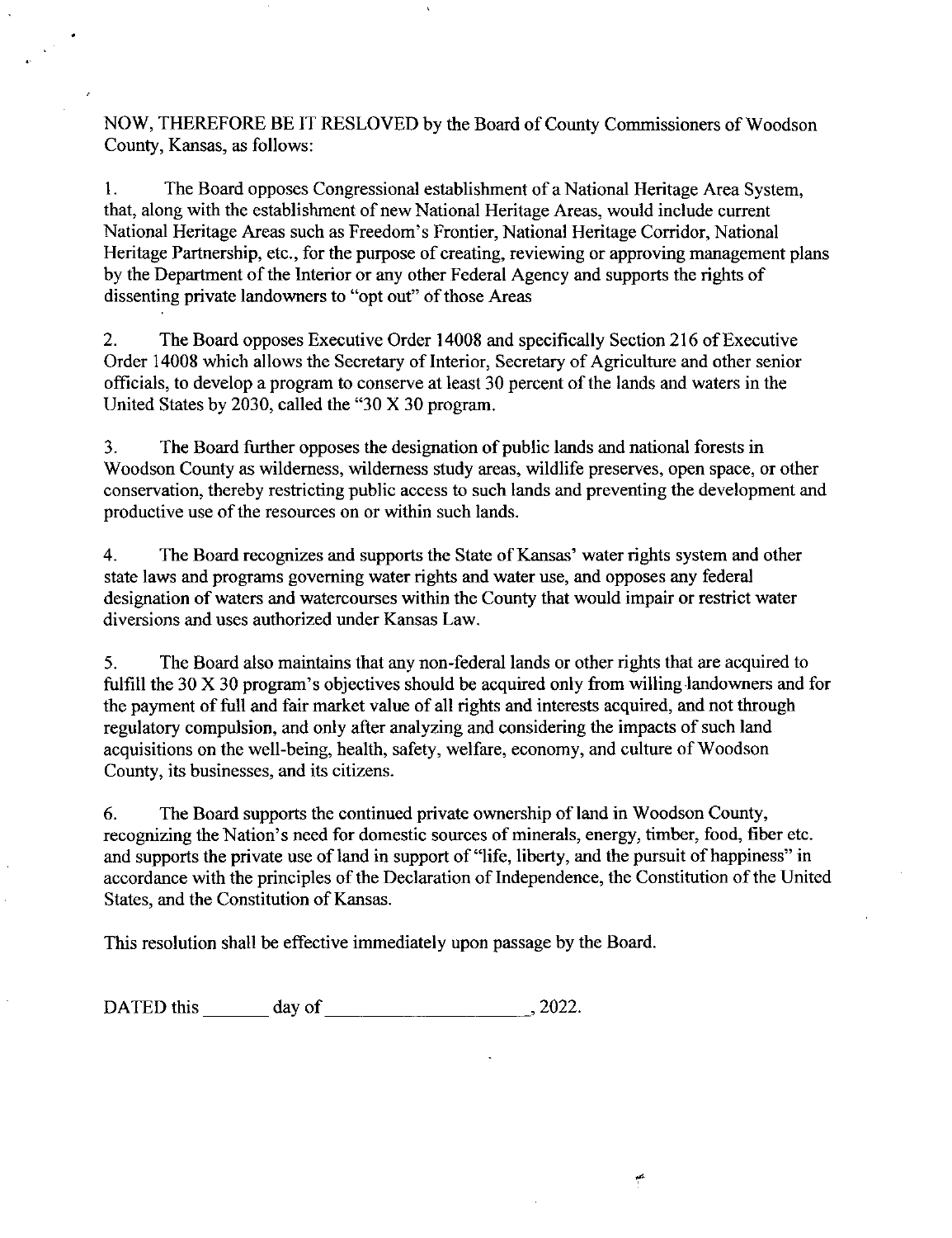NOW, THEREFORE BE IT RESLOVED by the Board of County Commissioners of Woodson County, Kansas, as follows:

1. The Board opposes Congressional establishment of a National Heritage Area System, that, along with the establishment of new National Heritage Areas, would include current National Heritage Areas such as Freedom's Frontier, National Heritage Corridor, National Heritage Partnership, etc., for the purpose of creating, reviewing or approving management plans by the Department of the Interior or any other Federal Agency and supports the rights of dissenting private landowners to "opt out" of those Areas

2. The Board opposes Executive Order 14008 and specifically Section 216 of Executive Order 14008 which allows the Secretary of Interior, Secretary of Agriculture and other senior officials, to develop a program to conserve at least 30 percent of the lands and waters in the United States by 2030, called the "30 X 30 program.

3. The Board further opposes the designation of public lands and national forests in Woodson County as wilderness, wilderness study areas, wildlife preserves, open space, or other conservation, thereby restricting public access to such lands and preventing the development and productive use of the resources on or within such lands.

4. The Board recognizes and supports the State of Kansas' water rights system and other state laws and programs governing water rights and water use, and opposes any federal designation of waters and watercourses within the County that would impair or restrict water diversions and uses authorized under Kansas Law.

5. The Board also maintains that any non-federal lands or other rights that are acquired to fulfill the 30 X 30 program's objectives should be acquired only from willing landowners and for the payment of full and fair market value of all rights and interests acquired, and not through regulatory compulsion, and only after analyzing and considering the impacts of such land acquisitions on the well-being, health, safety, welfare, economy, and culture of Woodson County, its businesses, and its citizens.

6. The Board supports the continued private ownership of land in Woodson County, recognizing the Nation's need for domestic sources of minerals, energy, timber, food, fiber etc. and supports the private use of land in support of "life, liberty, and the pursuit of happiness" in accordance with the principles of the Declaration of Independence, the Constitution of the United States, and the Constitution of Kansas.

This resolution shall be effective immediately upon passage by the Board.

DATED this _______ day of _____________________, 2022.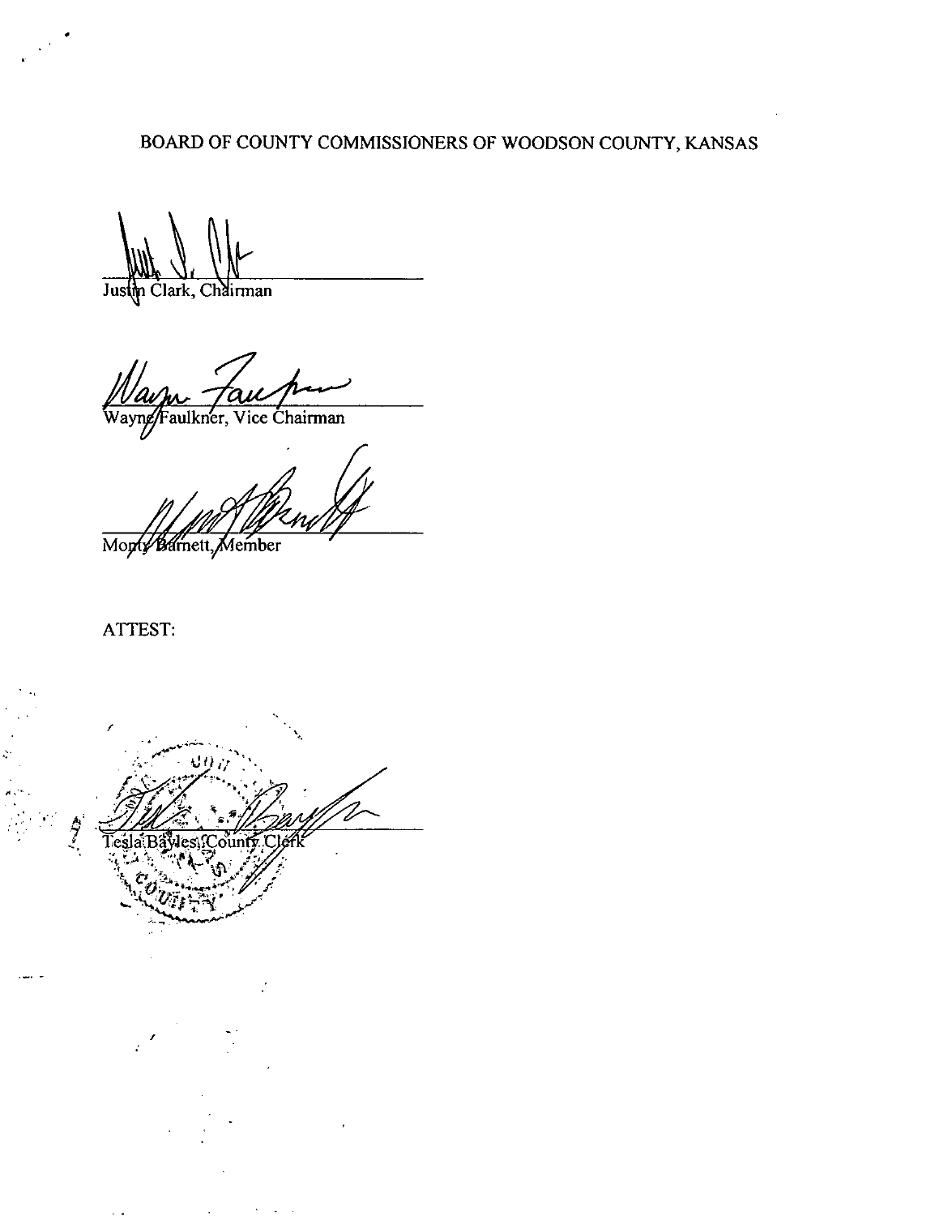BOARD OF COUNTY COMMISSIONERS OF WOODSON COUNTY, KANSAS

Justin Clark, Chairman

Wayne Faulkner, Vice Chairman

Monty Barnett, Member

ATTEST:

Tesla Bayles, County Clerk